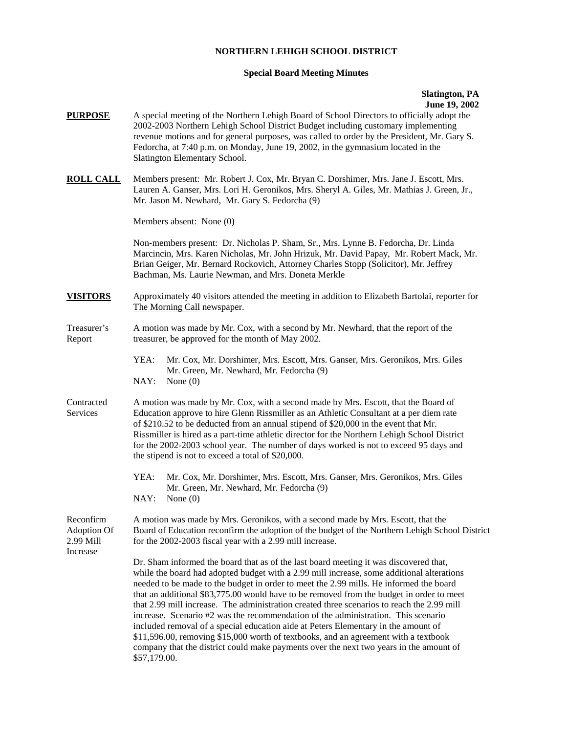**NORTHERN LEHIGH SCHOOL DISTRICT**

**Special Board Meeting Minutes**

**Slatington, PA**
**June 19, 2002**

**PURPOSE** A special meeting of the Northern Lehigh Board of School Directors to officially adopt the 2002-2003 Northern Lehigh School District Budget including customary implementing revenue motions and for general purposes, was called to order by the President, Mr. Gary S. Fedorcha, at 7:40 p.m. on Monday, June 19, 2002, in the gymnasium located in the Slatington Elementary School.

**ROLL CALL** Members present: Mr. Robert J. Cox, Mr. Bryan C. Dorshimer, Mrs. Jane J. Escott, Mrs. Lauren A. Ganser, Mrs. Lori H. Geronikos, Mrs. Sheryl A. Giles, Mr. Mathias J. Green, Jr., Mr. Jason M. Newhard, Mr. Gary S. Fedorcha (9)

Members absent: None (0)

Non-members present: Dr. Nicholas P. Sham, Sr., Mrs. Lynne B. Fedorcha, Dr. Linda Marcincin, Mrs. Karen Nicholas, Mr. John Hrizuk, Mr. David Papay, Mr. Robert Mack, Mr. Brian Geiger, Mr. Bernard Rockovich, Attorney Charles Stopp (Solicitor), Mr. Jeffrey Bachman, Ms. Laurie Newman, and Mrs. Doneta Merkle

**VISITORS** Approximately 40 visitors attended the meeting in addition to Elizabeth Bartolai, reporter for The Morning Call newspaper.

Treasurer's Report

A motion was made by Mr. Cox, with a second by Mr. Newhard, that the report of the treasurer, be approved for the month of May 2002.

YEA: Mr. Cox, Mr. Dorshimer, Mrs. Escott, Mrs. Ganser, Mrs. Geronikos, Mrs. Giles Mr. Green, Mr. Newhard, Mr. Fedorcha (9)
NAY: None (0)

Contracted Services

A motion was made by Mr. Cox, with a second made by Mrs. Escott, that the Board of Education approve to hire Glenn Rissmiller as an Athletic Consultant at a per diem rate of $210.52 to be deducted from an annual stipend of $20,000 in the event that Mr. Rissmiller is hired as a part-time athletic director for the Northern Lehigh School District for the 2002-2003 school year. The number of days worked is not to exceed 95 days and the stipend is not to exceed a total of $20,000.

YEA: Mr. Cox, Mr. Dorshimer, Mrs. Escott, Mrs. Ganser, Mrs. Geronikos, Mrs. Giles Mr. Green, Mr. Newhard, Mr. Fedorcha (9)
NAY: None (0)

Reconfirm Adoption Of 2.99 Mill Increase

A motion was made by Mrs. Geronikos, with a second made by Mrs. Escott, that the Board of Education reconfirm the adoption of the budget of the Northern Lehigh School District for the 2002-2003 fiscal year with a 2.99 mill increase.

Dr. Sham informed the board that as of the last board meeting it was discovered that, while the board had adopted budget with a 2.99 mill increase, some additional alterations needed to be made to the budget in order to meet the 2.99 mills. He informed the board that an additional $83,775.00 would have to be removed from the budget in order to meet that 2.99 mill increase. The administration created three scenarios to reach the 2.99 mill increase. Scenario #2 was the recommendation of the administration. This scenario included removal of a special education aide at Peters Elementary in the amount of $11,596.00, removing $15,000 worth of textbooks, and an agreement with a textbook company that the district could make payments over the next two years in the amount of $57,179.00.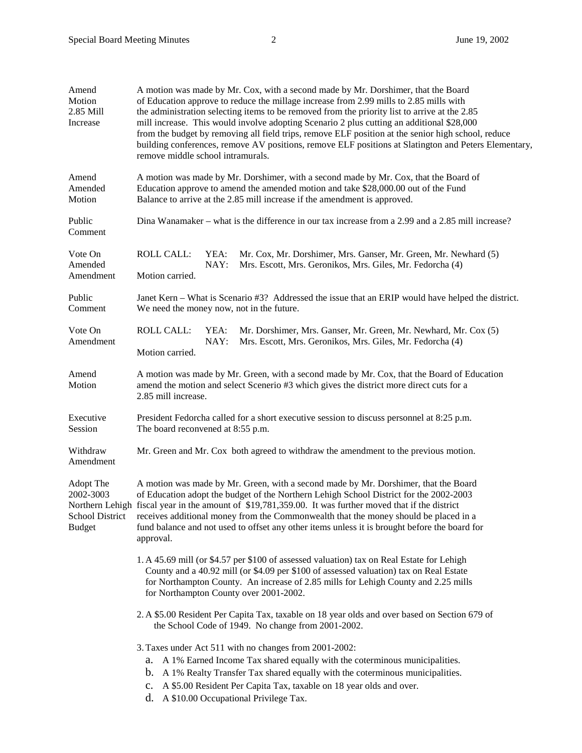**Amend Motion 2.85 Mill Increase**

A motion was made by Mr. Cox, with a second made by Mr. Dorshimer, that the Board of Education approve to reduce the millage increase from 2.99 mills to 2.85 mills with the administration selecting items to be removed from the priority list to arrive at the 2.85 mill increase. This would involve adopting Scenario 2 plus cutting an additional $28,000 from the budget by removing all field trips, remove ELF position at the senior high school, reduce building conferences, remove AV positions, remove ELF positions at Slatington and Peters Elementary, remove middle school intramurals.

**Amend Amended Motion**

A motion was made by Mr. Dorshimer, with a second made by Mr. Cox, that the Board of Education approve to amend the amended motion and take $28,000.00 out of the Fund Balance to arrive at the 2.85 mill increase if the amendment is approved.

**Public Comment**

Dina Wanamaker – what is the difference in our tax increase from a 2.99 and a 2.85 mill increase?

**Vote On Amended Amendment**

ROLL CALL: YEA: Mr. Cox, Mr. Dorshimer, Mrs. Ganser, Mr. Green, Mr. Newhard (5)
NAY: Mrs. Escott, Mrs. Geronikos, Mrs. Giles, Mr. Fedorcha (4)
Motion carried.

**Public Comment**

Janet Kern – What is Scenario #3? Addressed the issue that an ERIP would have helped the district. We need the money now, not in the future.

**Vote On Amendment**

ROLL CALL: YEA: Mr. Dorshimer, Mrs. Ganser, Mr. Green, Mr. Newhard, Mr. Cox (5)
NAY: Mrs. Escott, Mrs. Geronikos, Mrs. Giles, Mr. Fedorcha (4)
Motion carried.

**Amend Motion**

A motion was made by Mr. Green, with a second made by Mr. Cox, that the Board of Education amend the motion and select Scenerio #3 which gives the district more direct cuts for a 2.85 mill increase.

**Executive Session**

President Fedorcha called for a short executive session to discuss personnel at 8:25 p.m. The board reconvened at 8:55 p.m.

**Withdraw Amendment**

Mr. Green and Mr. Cox both agreed to withdraw the amendment to the previous motion.

**Adopt The 2002-3003 Northern Lehigh School District Budget**

A motion was made by Mr. Green, with a second made by Mr. Dorshimer, that the Board of Education adopt the budget of the Northern Lehigh School District for the 2002-2003 fiscal year in the amount of $19,781,359.00. It was further moved that if the district receives additional money from the Commonwealth that the money should be placed in a fund balance and not used to offset any other items unless it is brought before the board for approval.

1. A 45.69 mill (or $4.57 per $100 of assessed valuation) tax on Real Estate for Lehigh County and a 40.92 mill (or $4.09 per $100 of assessed valuation) tax on Real Estate for Northampton County. An increase of 2.85 mills for Lehigh County and 2.25 mills for Northampton County over 2001-2002.

2. A $5.00 Resident Per Capita Tax, taxable on 18 year olds and over based on Section 679 of the School Code of 1949. No change from 2001-2002.

3. Taxes under Act 511 with no changes from 2001-2002:
   a. A 1% Earned Income Tax shared equally with the coterminous municipalities.
   b. A 1% Realty Transfer Tax shared equally with the coterminous municipalities.
   c. A $5.00 Resident Per Capita Tax, taxable on 18 year olds and over.
   d. A $10.00 Occupational Privilege Tax.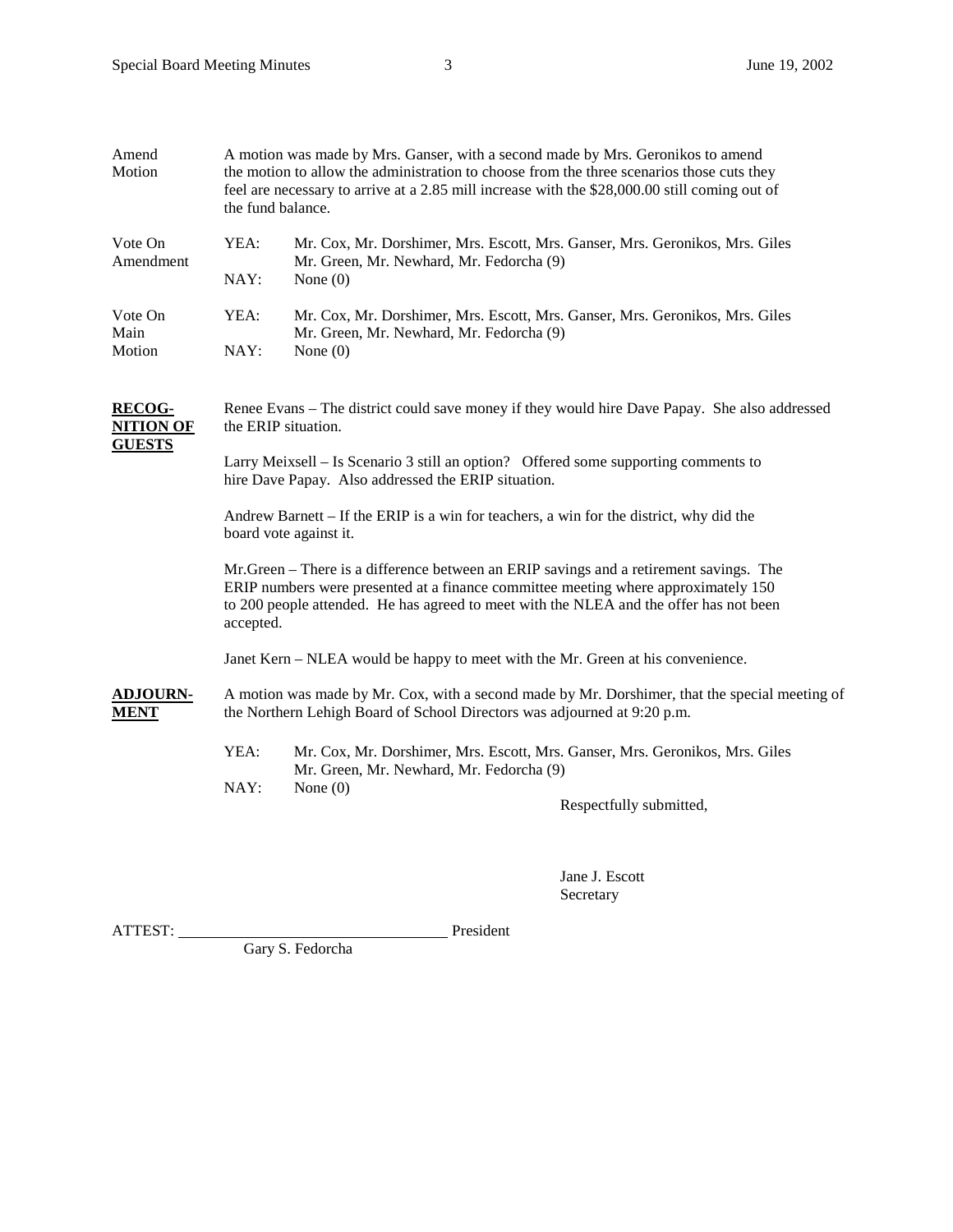**Amend Motion** A motion was made by Mrs. Ganser, with a second made by Mrs. Geronikos to amend the motion to allow the administration to choose from the three scenarios those cuts they feel are necessary to arrive at a 2.85 mill increase with the $28,000.00 still coming out of the fund balance.

**Vote On Amendment**

YEA: Mr. Cox, Mr. Dorshimer, Mrs. Escott, Mrs. Ganser, Mrs. Geronikos, Mrs. Giles Mr. Green, Mr. Newhard, Mr. Fedorcha (9)

NAY: None (0)

**Vote On Main Motion**

YEA: Mr. Cox, Mr. Dorshimer, Mrs. Escott, Mrs. Ganser, Mrs. Geronikos, Mrs. Giles Mr. Green, Mr. Newhard, Mr. Fedorcha (9)

NAY: None (0)

## RECOGNITION OF GUESTS

Renee Evans – The district could save money if they would hire Dave Papay. She also addressed the ERIP situation.

Larry Meixsell – Is Scenario 3 still an option? Offered some supporting comments to hire Dave Papay. Also addressed the ERIP situation.

Andrew Barnett – If the ERIP is a win for teachers, a win for the district, why did the board vote against it.

Mr.Green – There is a difference between an ERIP savings and a retirement savings. The ERIP numbers were presented at a finance committee meeting where approximately 150 to 200 people attended. He has agreed to meet with the NLEA and the offer has not been accepted.

Janet Kern – NLEA would be happy to meet with the Mr. Green at his convenience.

## ADJOURNMENT

A motion was made by Mr. Cox, with a second made by Mr. Dorshimer, that the special meeting of the Northern Lehigh Board of School Directors was adjourned at 9:20 p.m.

YEA: Mr. Cox, Mr. Dorshimer, Mrs. Escott, Mrs. Ganser, Mrs. Geronikos, Mrs. Giles Mr. Green, Mr. Newhard, Mr. Fedorcha (9)

NAY: None (0)

Respectfully submitted,

Jane J. Escott
Secretary

ATTEST: ______________________________ President
Gary S. Fedorcha